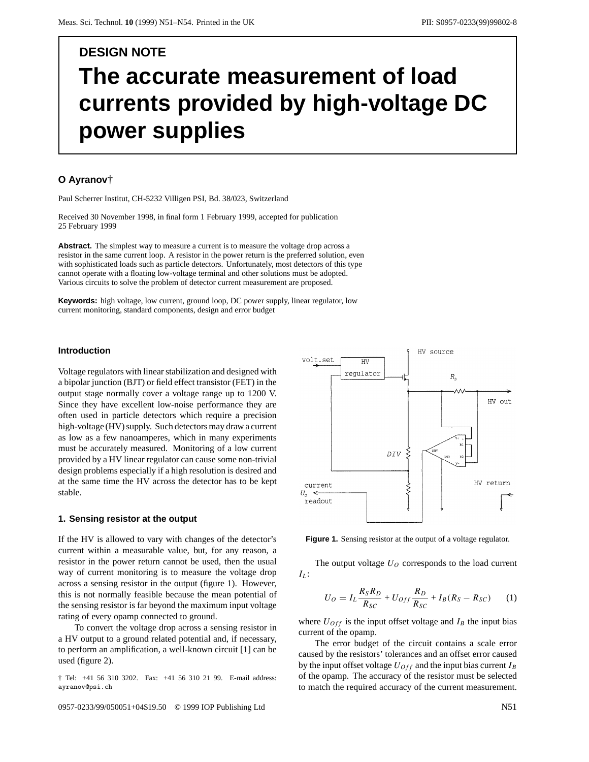DESIGN NOTE

# The accurate measurement of load currents provided by high-voltage DC power supplies

**O Ayranov†**

Paul Scherrer Institut, CH-5232 Villigen PSI, Bd. 38/023, Switzerland

Received 30 November 1998, in final form 1 February 1999, accepted for publication 25 February 1999

**Abstract.** The simplest way to measure a current is to measure the voltage drop across a resistor in the same current loop. A resistor in the power return is the preferred solution, even with sophisticated loads such as particle detectors. Unfortunately, most detectors of this type cannot operate with a floating low-voltage terminal and other solutions must be adopted. Various circuits to solve the problem of detector current measurement are proposed.

**Keywords:** high voltage, low current, ground loop, DC power supply, linear regulator, low current monitoring, standard components, design and error budget

## Introduction

Voltage regulators with linear stabilization and designed with a bipolar junction (BJT) or field effect transistor (FET) in the output stage normally cover a voltage range up to 1200 V. Since they have excellent low-noise performance they are often used in particle detectors which require a precision high-voltage (HV) supply. Such detectors may draw a current as low as a few nanoamperes, which in many experiments must be accurately measured. Monitoring of a low current provided by a HV linear regulator can cause some non-trivial design problems especially if a high resolution is desired and at the same time the HV across the detector has to be kept stable.

## 1. Sensing resistor at the output

If the HV is allowed to vary with changes of the detector's current within a measurable value, but, for any reason, a resistor in the power return cannot be used, then the usual way of current monitoring is to measure the voltage drop across a sensing resistor in the output (figure 1). However, this is not normally feasible because the mean potential of the sensing resistor is far beyond the maximum input voltage rating of every opamp connected to ground.

To convert the voltage drop across a sensing resistor in a HV output to a ground related potential and, if necessary, to perform an amplification, a well-known circuit [1] can be used (figure 2).

**Figure 1.** Sensing resistor at the output of a voltage regulator.

The output voltage $U_O$ corresponds to the load current $I_L$:

$$U_O = I_L \frac{R_S R_D}{R_{SC}} + U_{Off} \frac{R_D}{R_{SC}} + I_B (R_S - R_{SC}) \qquad (1)$$

where $U_{Off}$ is the input offset voltage and $I_B$ the input bias current of the opamp.

The error budget of the circuit contains a scale error caused by the resistors' tolerances and an offset error caused by the input offset voltage $U_{Off}$ and the input bias current $I_B$ of the opamp. The accuracy of the resistor must be selected to match the required accuracy of the current measurement.

† Tel: +41 56 310 3202. Fax: +41 56 310 21 99. E-mail address: ayranov@psi.ch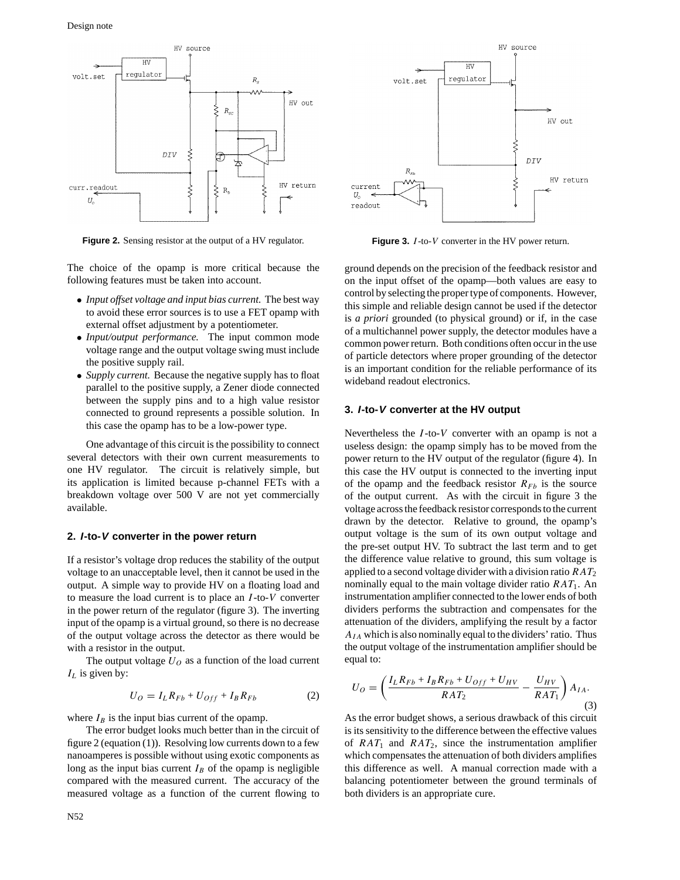**Figure 2.** Sensing resistor at the output of a HV regulator.

**Figure 3.** $I$-to-$V$ converter in the HV power return.

The choice of the opamp is more critical because the following features must be taken into account.

- *Input offset voltage and input bias current.* The best way to avoid these error sources is to use a FET opamp with external offset adjustment by a potentiometer.
- *Input/output performance.* The input common mode voltage range and the output voltage swing must include the positive supply rail.
- *Supply current.* Because the negative supply has to float parallel to the positive supply, a Zener diode connected between the supply pins and to a high value resistor connected to ground represents a possible solution. In this case the opamp has to be a low-power type.

One advantage of this circuit is the possibility to connect several detectors with their own current measurements to one HV regulator. The circuit is relatively simple, but its application is limited because p-channel FETs with a breakdown voltage over 500 V are not yet commercially available.

## 2. *I*-to-*V* converter in the power return

If a resistor's voltage drop reduces the stability of the output voltage to an unacceptable level, then it cannot be used in the output. A simple way to provide HV on a floating load and to measure the load current is to place an $I$-to-$V$ converter in the power return of the regulator (figure 3). The inverting input of the opamp is a virtual ground, so there is no decrease of the output voltage across the detector as there would be with a resistor in the output.

The output voltage $U_O$ as a function of the load current $I_L$ is given by:

$$U_O = I_L R_{Fb} + U_{Off} + I_B R_{Fb} \tag{2}$$

where $I_B$ is the input bias current of the opamp.

The error budget looks much better than in the circuit of figure 2 (equation (1)). Resolving low currents down to a few nanoamperes is possible without using exotic components as long as the input bias current $I_B$ of the opamp is negligible compared with the measured current. The accuracy of the measured voltage as a function of the current flowing to ground depends on the precision of the feedback resistor and on the input offset of the opamp—both values are easy to control by selecting the proper type of components. However, this simple and reliable design cannot be used if the detector is *a priori* grounded (to physical ground) or if, in the case of a multichannel power supply, the detector modules have a common power return. Both conditions often occur in the use of particle detectors where proper grounding of the detector is an important condition for the reliable performance of its wideband readout electronics.

## 3. *I*-to-*V* converter at the HV output

Nevertheless the $I$-to-$V$ converter with an opamp is not a useless design: the opamp simply has to be moved from the power return to the HV output of the regulator (figure 4). In this case the HV output is connected to the inverting input of the opamp and the feedback resistor $R_{Fb}$ is the source of the output current. As with the circuit in figure 3 the voltage across the feedback resistor corresponds to the current drawn by the detector. Relative to ground, the opamp's output voltage is the sum of its own output voltage and the pre-set output HV. To subtract the last term and to get the difference value relative to ground, this sum voltage is applied to a second voltage divider with a division ratio $RAT_2$ nominally equal to the main voltage divider ratio $RAT_1$. An instrumentation amplifier connected to the lower ends of both dividers performs the subtraction and compensates for the attenuation of the dividers, amplifying the result by a factor $A_{IA}$ which is also nominally equal to the dividers' ratio. Thus the output voltage of the instrumentation amplifier should be equal to:

$$U_O = \left( \frac{I_L R_{Fb} + I_B R_{Fb} + U_{Off} + U_{HV}}{RAT_2} - \frac{U_{HV}}{RAT_1} \right) A_{IA}. \tag{3}$$

As the error budget shows, a serious drawback of this circuit is its sensitivity to the difference between the effective values of $RAT_1$ and $RAT_2$, since the instrumentation amplifier which compensates the attenuation of both dividers amplifies this difference as well. A manual correction made with a balancing potentiometer between the ground terminals of both dividers is an appropriate cure.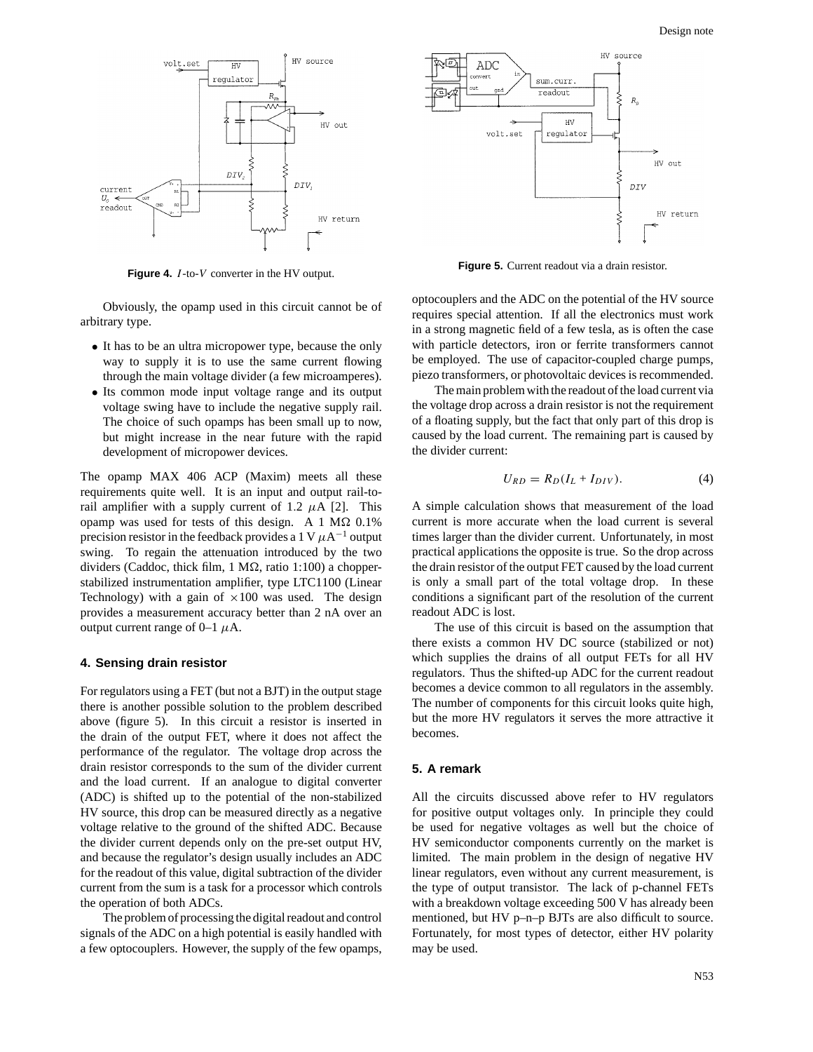**Figure 4.** $I$-to-$V$ converter in the HV output.

Obviously, the opamp used in this circuit cannot be of arbitrary type.

- It has to be an ultra micropower type, because the only way to supply it is to use the same current flowing through the main voltage divider (a few microamperes).
- Its common mode input voltage range and its output voltage swing have to include the negative supply rail. The choice of such opamps has been small up to now, but might increase in the near future with the rapid development of micropower devices.

The opamp MAX 406 ACP (Maxim) meets all these requirements quite well. It is an input and output rail-to-rail amplifier with a supply current of 1.2 $\mu$A [2]. This opamp was used for tests of this design. A 1 M$\Omega$ 0.1% precision resistor in the feedback provides a 1 V $\mu A^{-1}$ output swing. To regain the attenuation introduced by the two dividers (Caddoc, thick film, 1 M$\Omega$, ratio 1:100) a chopper-stabilized instrumentation amplifier, type LTC1100 (Linear Technology) with a gain of $\times 100$ was used. The design provides a measurement accuracy better than 2 nA over an output current range of 0–1 $\mu$A.

## 4. Sensing drain resistor

For regulators using a FET (but not a BJT) in the output stage there is another possible solution to the problem described above (figure 5). In this circuit a resistor is inserted in the drain of the output FET, where it does not affect the performance of the regulator. The voltage drop across the drain resistor corresponds to the sum of the divider current and the load current. If an analogue to digital converter (ADC) is shifted up to the potential of the non-stabilized HV source, this drop can be measured directly as a negative voltage relative to the ground of the shifted ADC. Because the divider current depends only on the pre-set output HV, and because the regulator's design usually includes an ADC for the readout of this value, digital subtraction of the divider current from the sum is a task for a processor which controls the operation of both ADCs.

The problem of processing the digital readout and control signals of the ADC on a high potential is easily handled with a few optocouplers. However, the supply of the few opamps, optocouplers and the ADC on the potential of the HV source requires special attention. If all the electronics must work in a strong magnetic field of a few tesla, as is often the case with particle detectors, iron or ferrite transformers cannot be employed. The use of capacitor-coupled charge pumps, piezo transformers, or photovoltaic devices is recommended.

**Figure 5.** Current readout via a drain resistor.

The main problem with the readout of the load current via the voltage drop across a drain resistor is not the requirement of a floating supply, but the fact that only part of this drop is caused by the load current. The remaining part is caused by the divider current:

$$U_{RD} = R_D(I_L + I_{DIV}). \tag{4}$$

A simple calculation shows that measurement of the load current is more accurate when the load current is several times larger than the divider current. Unfortunately, in most practical applications the opposite is true. So the drop across the drain resistor of the output FET caused by the load current is only a small part of the total voltage drop. In these conditions a significant part of the resolution of the current readout ADC is lost.

The use of this circuit is based on the assumption that there exists a common HV DC source (stabilized or not) which supplies the drains of all output FETs for all HV regulators. Thus the shifted-up ADC for the current readout becomes a device common to all regulators in the assembly. The number of components for this circuit looks quite high, but the more HV regulators it serves the more attractive it becomes.

## 5. A remark

All the circuits discussed above refer to HV regulators for positive output voltages only. In principle they could be used for negative voltages as well but the choice of HV semiconductor components currently on the market is limited. The main problem in the design of negative HV linear regulators, even without any current measurement, is the type of output transistor. The lack of p-channel FETs with a breakdown voltage exceeding 500 V has already been mentioned, but HV p–n–p BJTs are also difficult to source. Fortunately, for most types of detector, either HV polarity may be used.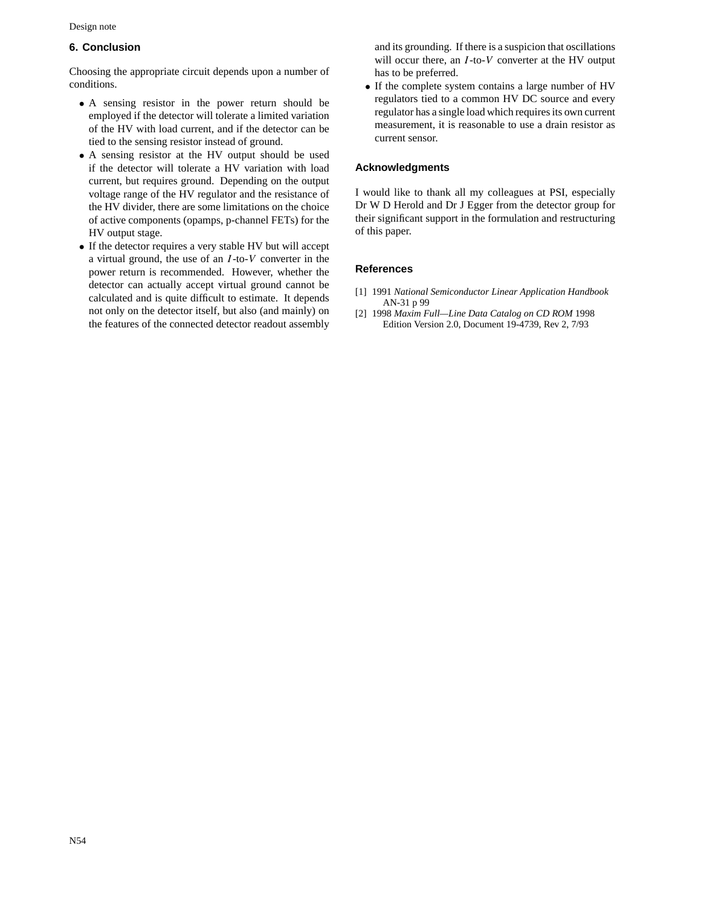## 6. Conclusion

Choosing the appropriate circuit depends upon a number of conditions.

- A sensing resistor in the power return should be employed if the detector will tolerate a limited variation of the HV with load current, and if the detector can be tied to the sensing resistor instead of ground.
- A sensing resistor at the HV output should be used if the detector will tolerate a HV variation with load current, but requires ground. Depending on the output voltage range of the HV regulator and the resistance of the HV divider, there are some limitations on the choice of active components (opamps, p-channel FETs) for the HV output stage.
- If the detector requires a very stable HV but will accept a virtual ground, the use of an $I$-to-$V$ converter in the power return is recommended. However, whether the detector can actually accept virtual ground cannot be calculated and is quite difficult to estimate. It depends not only on the detector itself, but also (and mainly) on the features of the connected detector readout assembly and its grounding. If there is a suspicion that oscillations will occur there, an $I$-to-$V$ converter at the HV output has to be preferred.
- If the complete system contains a large number of HV regulators tied to a common HV DC source and every regulator has a single load which requires its own current measurement, it is reasonable to use a drain resistor as current sensor.

## Acknowledgments

I would like to thank all my colleagues at PSI, especially Dr W D Herold and Dr J Egger from the detector group for their significant support in the formulation and restructuring of this paper.

## References

[1] 1991 *National Semiconductor Linear Application Handbook* AN-31 p 99

[2] 1998 *Maxim Full—Line Data Catalog on CD ROM* 1998 Edition Version 2.0, Document 19-4739, Rev 2, 7/93